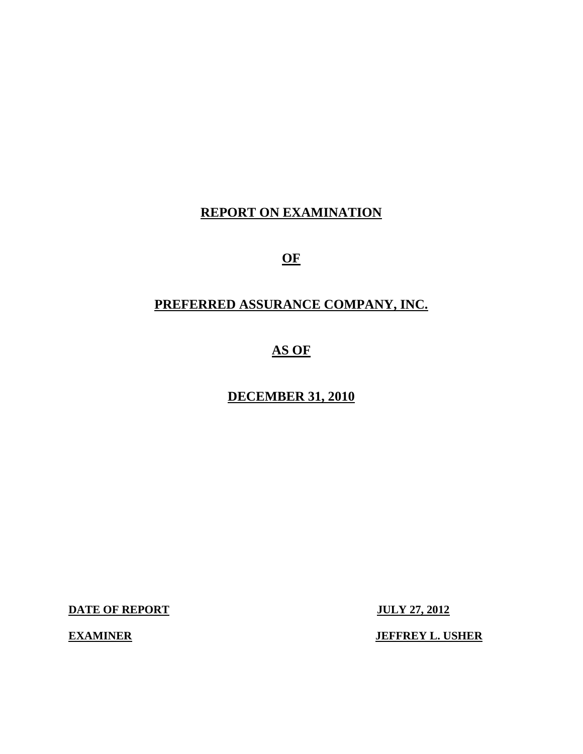# REPORT ON EXAMINATION

# OF

# PREFERRED ASSURANCE COMPANY, INC.

# AS OF

# DECEMBER 31, 2010

**DATE OF REPORT** **JULY 27, 2012**

**EXAMINER** **JEFFREY L. USHER**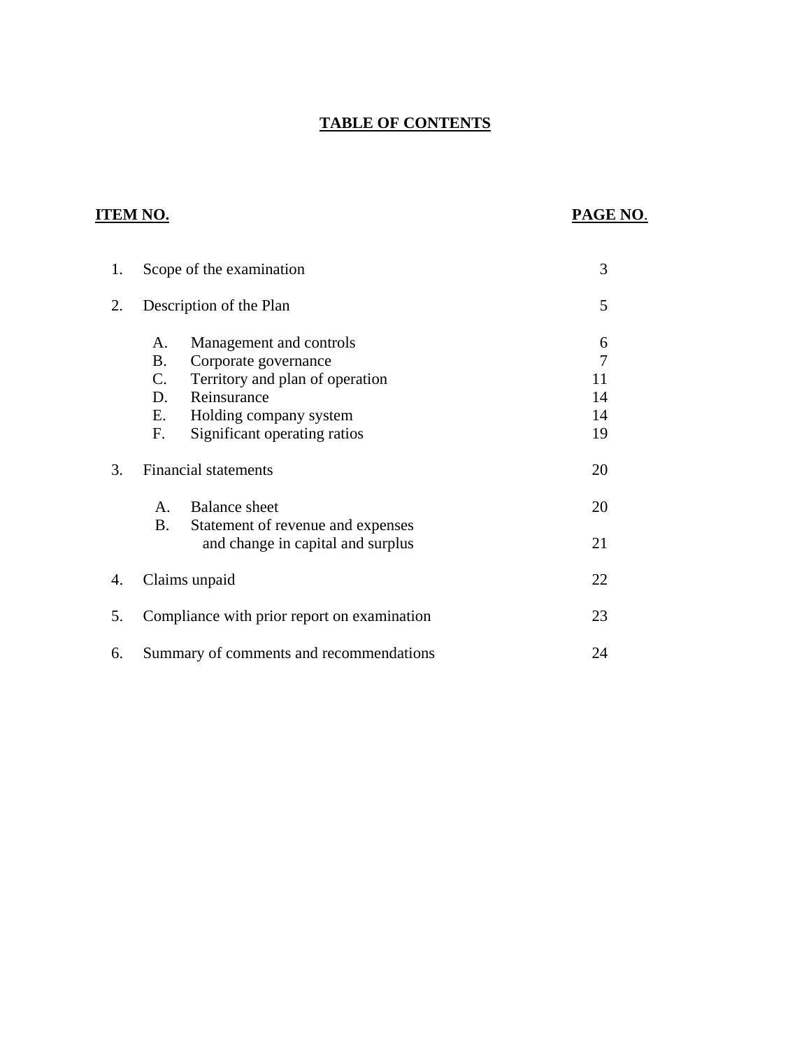# TABLE OF CONTENTS

| ITEM NO. | | PAGE NO. |
|---|---|---|
| 1. | Scope of the examination | 3 |
| 2. | Description of the Plan | 5 |
| | A. Management and controls | 6 |
| | B. Corporate governance | 7 |
| | C. Territory and plan of operation | 11 |
| | D. Reinsurance | 14 |
| | E. Holding company system | 14 |
| | F. Significant operating ratios | 19 |
| 3. | Financial statements | 20 |
| | A. Balance sheet | 20 |
| | B. Statement of revenue and expenses and change in capital and surplus | 21 |
| 4. | Claims unpaid | 22 |
| 5. | Compliance with prior report on examination | 23 |
| 6. | Summary of comments and recommendations | 24 |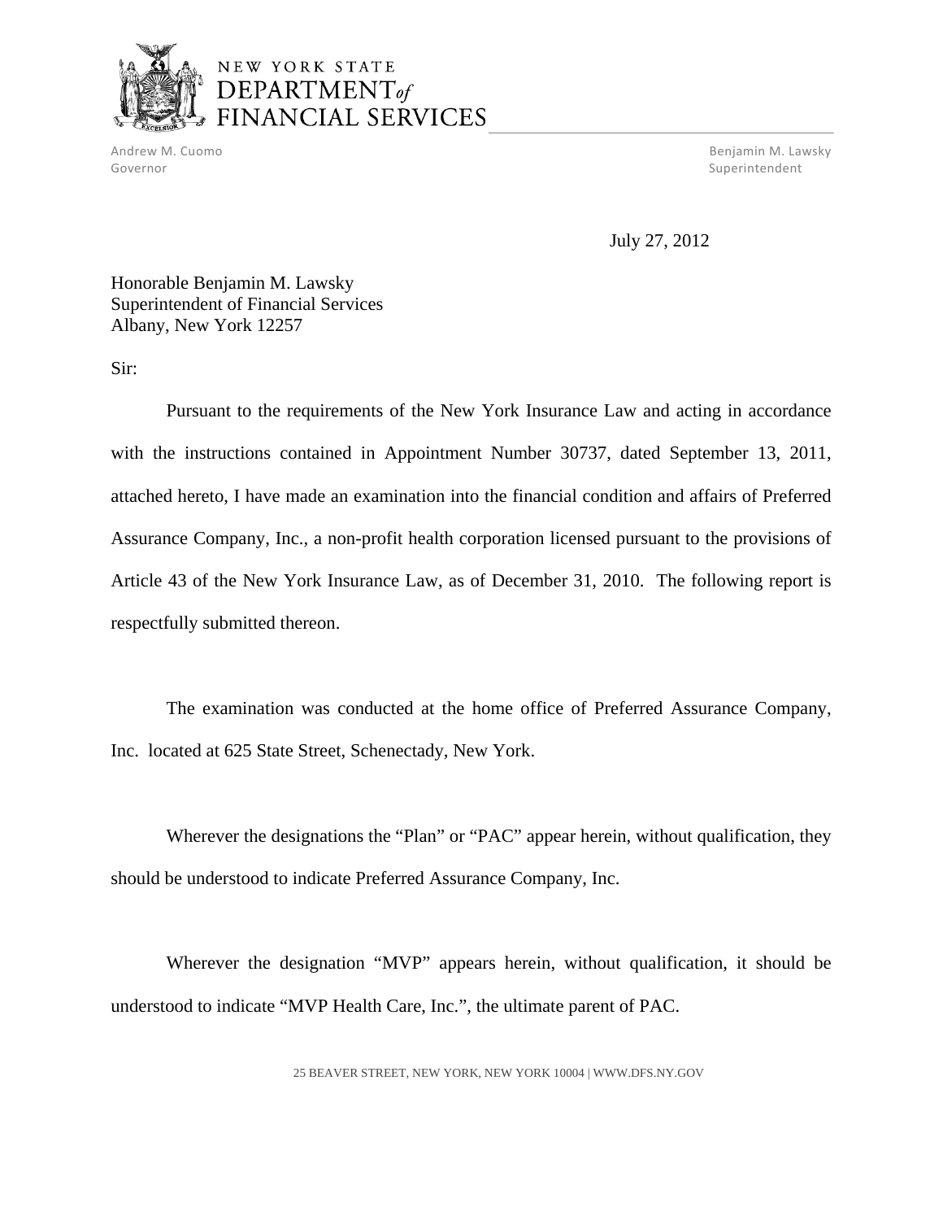NEW YORK STATE
DEPARTMENT of
FINANCIAL SERVICES

Andrew M. Cuomo
Governor

Benjamin M. Lawsky
Superintendent

July 27, 2012

Honorable Benjamin M. Lawsky
Superintendent of Financial Services
Albany, New York 12257

Sir:

Pursuant to the requirements of the New York Insurance Law and acting in accordance with the instructions contained in Appointment Number 30737, dated September 13, 2011, attached hereto, I have made an examination into the financial condition and affairs of Preferred Assurance Company, Inc., a non-profit health corporation licensed pursuant to the provisions of Article 43 of the New York Insurance Law, as of December 31, 2010. The following report is respectfully submitted thereon.

The examination was conducted at the home office of Preferred Assurance Company, Inc. located at 625 State Street, Schenectady, New York.

Wherever the designations the "Plan" or "PAC" appear herein, without qualification, they should be understood to indicate Preferred Assurance Company, Inc.

Wherever the designation "MVP" appears herein, without qualification, it should be understood to indicate "MVP Health Care, Inc.", the ultimate parent of PAC.

25 BEAVER STREET, NEW YORK, NEW YORK 10004 | WWW.DFS.NY.GOV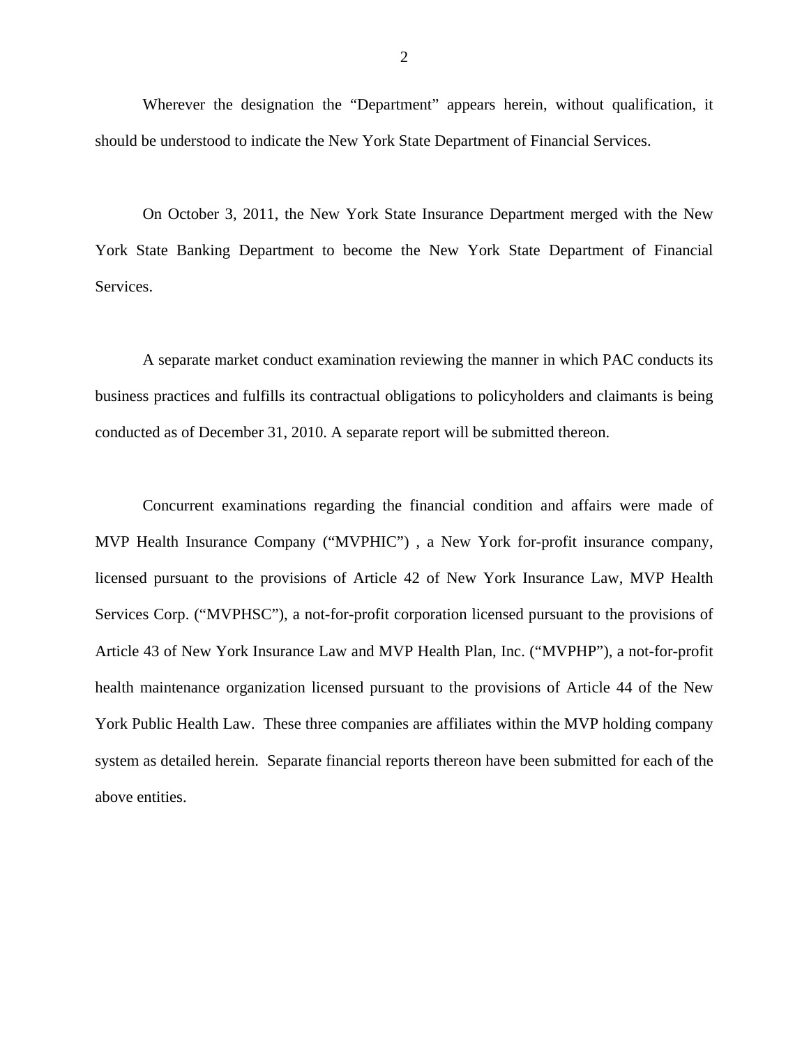Wherever the designation the "Department" appears herein, without qualification, it should be understood to indicate the New York State Department of Financial Services.

On October 3, 2011, the New York State Insurance Department merged with the New York State Banking Department to become the New York State Department of Financial Services.

A separate market conduct examination reviewing the manner in which PAC conducts its business practices and fulfills its contractual obligations to policyholders and claimants is being conducted as of December 31, 2010. A separate report will be submitted thereon.

Concurrent examinations regarding the financial condition and affairs were made of MVP Health Insurance Company ("MVPHIC") , a New York for-profit insurance company, licensed pursuant to the provisions of Article 42 of New York Insurance Law, MVP Health Services Corp. ("MVPHSC"), a not-for-profit corporation licensed pursuant to the provisions of Article 43 of New York Insurance Law and MVP Health Plan, Inc. ("MVPHP"), a not-for-profit health maintenance organization licensed pursuant to the provisions of Article 44 of the New York Public Health Law. These three companies are affiliates within the MVP holding company system as detailed herein. Separate financial reports thereon have been submitted for each of the above entities.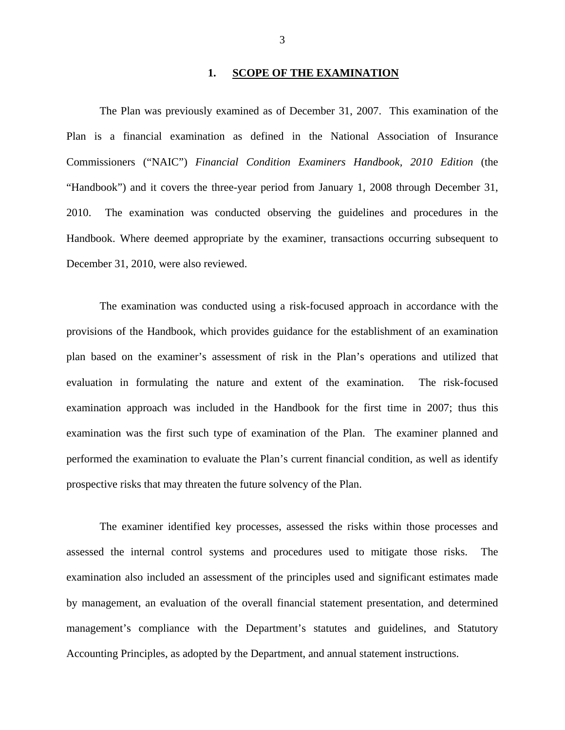## 1. SCOPE OF THE EXAMINATION

The Plan was previously examined as of December 31, 2007. This examination of the Plan is a financial examination as defined in the National Association of Insurance Commissioners ("NAIC") *Financial Condition Examiners Handbook, 2010 Edition* (the "Handbook") and it covers the three-year period from January 1, 2008 through December 31, 2010. The examination was conducted observing the guidelines and procedures in the Handbook. Where deemed appropriate by the examiner, transactions occurring subsequent to December 31, 2010, were also reviewed.

The examination was conducted using a risk-focused approach in accordance with the provisions of the Handbook, which provides guidance for the establishment of an examination plan based on the examiner's assessment of risk in the Plan's operations and utilized that evaluation in formulating the nature and extent of the examination. The risk-focused examination approach was included in the Handbook for the first time in 2007; thus this examination was the first such type of examination of the Plan. The examiner planned and performed the examination to evaluate the Plan's current financial condition, as well as identify prospective risks that may threaten the future solvency of the Plan.

The examiner identified key processes, assessed the risks within those processes and assessed the internal control systems and procedures used to mitigate those risks. The examination also included an assessment of the principles used and significant estimates made by management, an evaluation of the overall financial statement presentation, and determined management's compliance with the Department's statutes and guidelines, and Statutory Accounting Principles, as adopted by the Department, and annual statement instructions.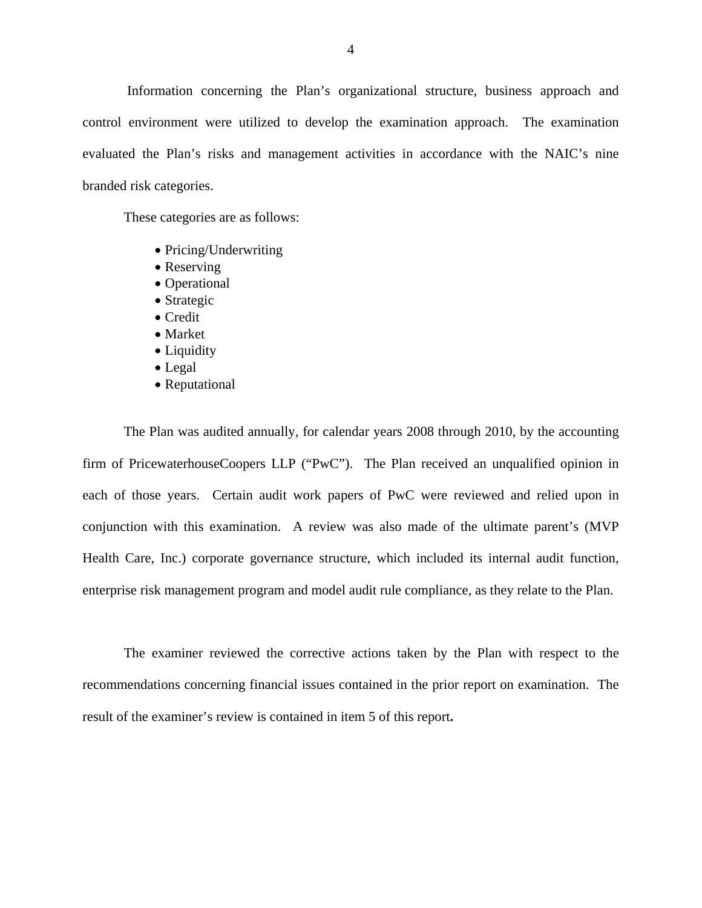Information concerning the Plan's organizational structure, business approach and control environment were utilized to develop the examination approach. The examination evaluated the Plan's risks and management activities in accordance with the NAIC's nine branded risk categories.

These categories are as follows:

- Pricing/Underwriting
- Reserving
- Operational
- Strategic
- Credit
- Market
- Liquidity
- Legal
- Reputational

The Plan was audited annually, for calendar years 2008 through 2010, by the accounting firm of PricewaterhouseCoopers LLP ("PwC"). The Plan received an unqualified opinion in each of those years. Certain audit work papers of PwC were reviewed and relied upon in conjunction with this examination. A review was also made of the ultimate parent's (MVP Health Care, Inc.) corporate governance structure, which included its internal audit function, enterprise risk management program and model audit rule compliance, as they relate to the Plan.

The examiner reviewed the corrective actions taken by the Plan with respect to the recommendations concerning financial issues contained in the prior report on examination. The result of the examiner's review is contained in item 5 of this report.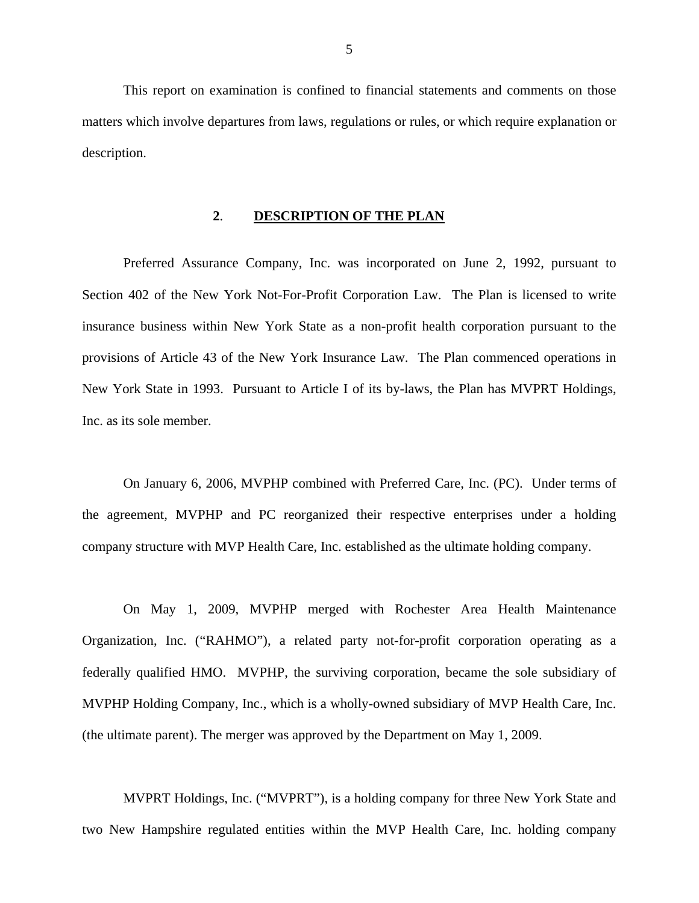This report on examination is confined to financial statements and comments on those matters which involve departures from laws, regulations or rules, or which require explanation or description.

## 2. DESCRIPTION OF THE PLAN

Preferred Assurance Company, Inc. was incorporated on June 2, 1992, pursuant to Section 402 of the New York Not-For-Profit Corporation Law. The Plan is licensed to write insurance business within New York State as a non-profit health corporation pursuant to the provisions of Article 43 of the New York Insurance Law. The Plan commenced operations in New York State in 1993. Pursuant to Article I of its by-laws, the Plan has MVPRT Holdings, Inc. as its sole member.

On January 6, 2006, MVPHP combined with Preferred Care, Inc. (PC). Under terms of the agreement, MVPHP and PC reorganized their respective enterprises under a holding company structure with MVP Health Care, Inc. established as the ultimate holding company.

On May 1, 2009, MVPHP merged with Rochester Area Health Maintenance Organization, Inc. ("RAHMO"), a related party not-for-profit corporation operating as a federally qualified HMO. MVPHP, the surviving corporation, became the sole subsidiary of MVPHP Holding Company, Inc., which is a wholly-owned subsidiary of MVP Health Care, Inc. (the ultimate parent). The merger was approved by the Department on May 1, 2009.

MVPRT Holdings, Inc. ("MVPRT"), is a holding company for three New York State and two New Hampshire regulated entities within the MVP Health Care, Inc. holding company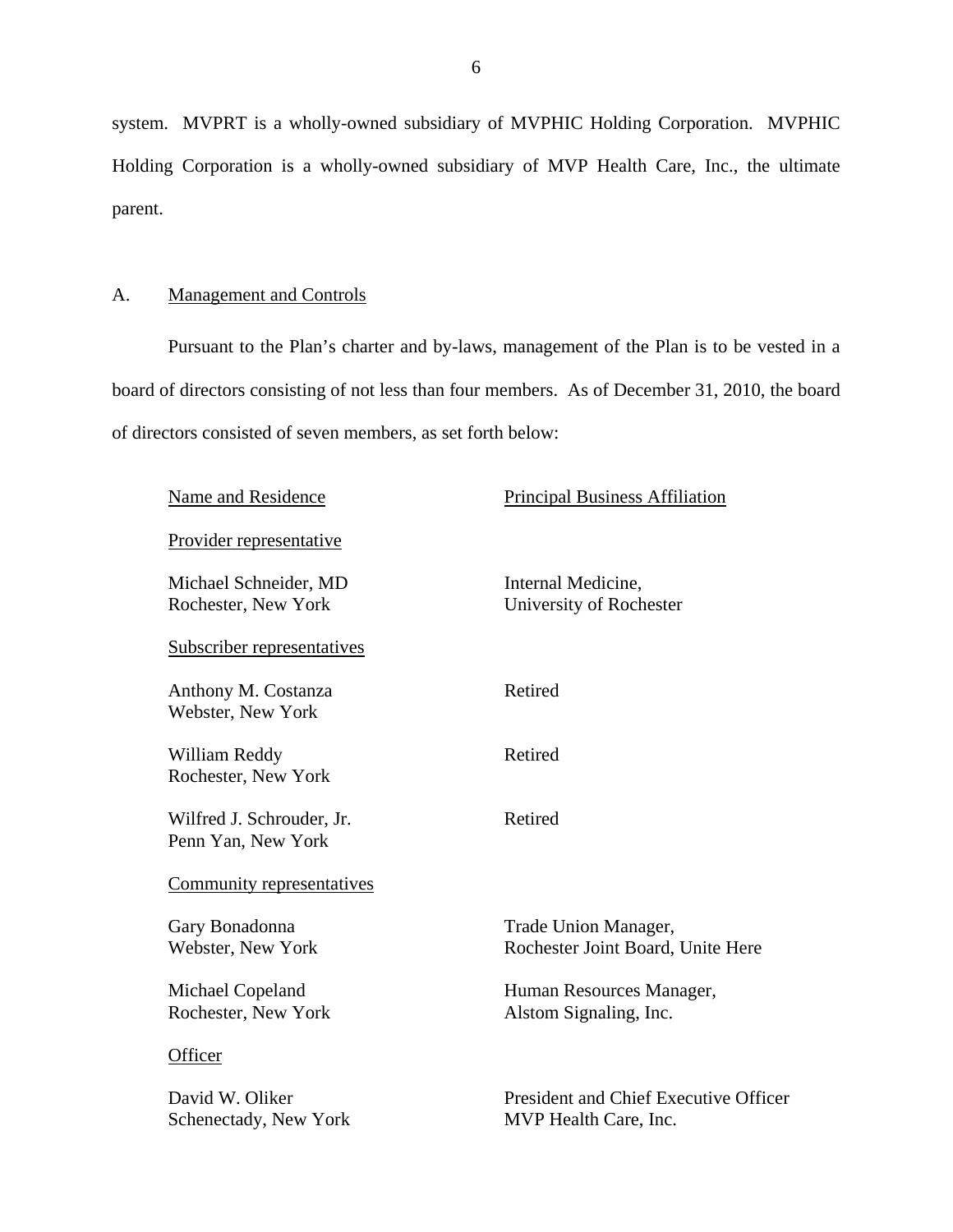system. MVPRT is a wholly-owned subsidiary of MVPHIC Holding Corporation. MVPHIC Holding Corporation is a wholly-owned subsidiary of MVP Health Care, Inc., the ultimate parent.

## A. Management and Controls

Pursuant to the Plan's charter and by-laws, management of the Plan is to be vested in a board of directors consisting of not less than four members. As of December 31, 2010, the board of directors consisted of seven members, as set forth below:

| Name and Residence | Principal Business Affiliation |
|---|---|
| Provider representative | |
| Michael Schneider, MD<br>Rochester, New York | Internal Medicine,<br>University of Rochester |
| Subscriber representatives | |
| Anthony M. Costanza<br>Webster, New York | Retired |
| William Reddy<br>Rochester, New York | Retired |
| Wilfred J. Schrouder, Jr.<br>Penn Yan, New York | Retired |
| Community representatives | |
| Gary Bonadonna<br>Webster, New York | Trade Union Manager,<br>Rochester Joint Board, Unite Here |
| Michael Copeland<br>Rochester, New York | Human Resources Manager,<br>Alstom Signaling, Inc. |
| Officer | |
| David W. Oliker<br>Schenectady, New York | President and Chief Executive Officer<br>MVP Health Care, Inc. |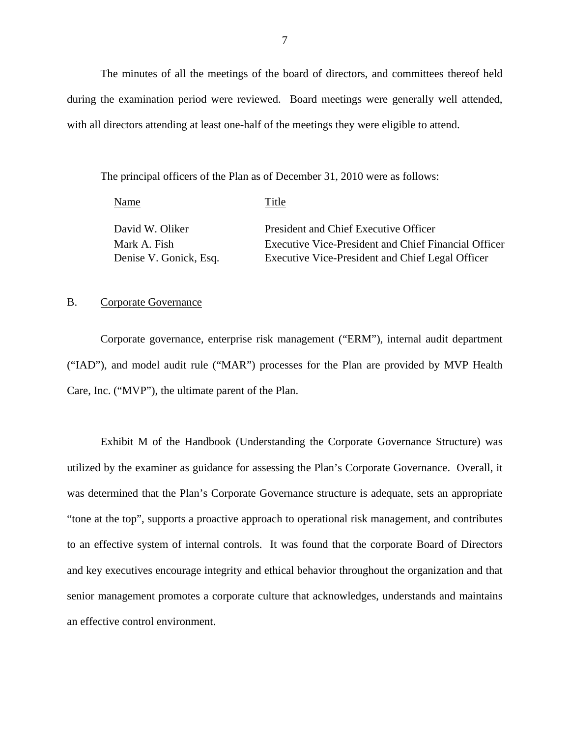The minutes of all the meetings of the board of directors, and committees thereof held during the examination period were reviewed. Board meetings were generally well attended, with all directors attending at least one-half of the meetings they were eligible to attend.

The principal officers of the Plan as of December 31, 2010 were as follows:

| Name | Title |
|---|---|
| David W. Oliker | President and Chief Executive Officer |
| Mark A. Fish | Executive Vice-President and Chief Financial Officer |
| Denise V. Gonick, Esq. | Executive Vice-President and Chief Legal Officer |

## B. Corporate Governance

Corporate governance, enterprise risk management ("ERM"), internal audit department ("IAD"), and model audit rule ("MAR") processes for the Plan are provided by MVP Health Care, Inc. ("MVP"), the ultimate parent of the Plan.

Exhibit M of the Handbook (Understanding the Corporate Governance Structure) was utilized by the examiner as guidance for assessing the Plan's Corporate Governance. Overall, it was determined that the Plan's Corporate Governance structure is adequate, sets an appropriate "tone at the top", supports a proactive approach to operational risk management, and contributes to an effective system of internal controls. It was found that the corporate Board of Directors and key executives encourage integrity and ethical behavior throughout the organization and that senior management promotes a corporate culture that acknowledges, understands and maintains an effective control environment.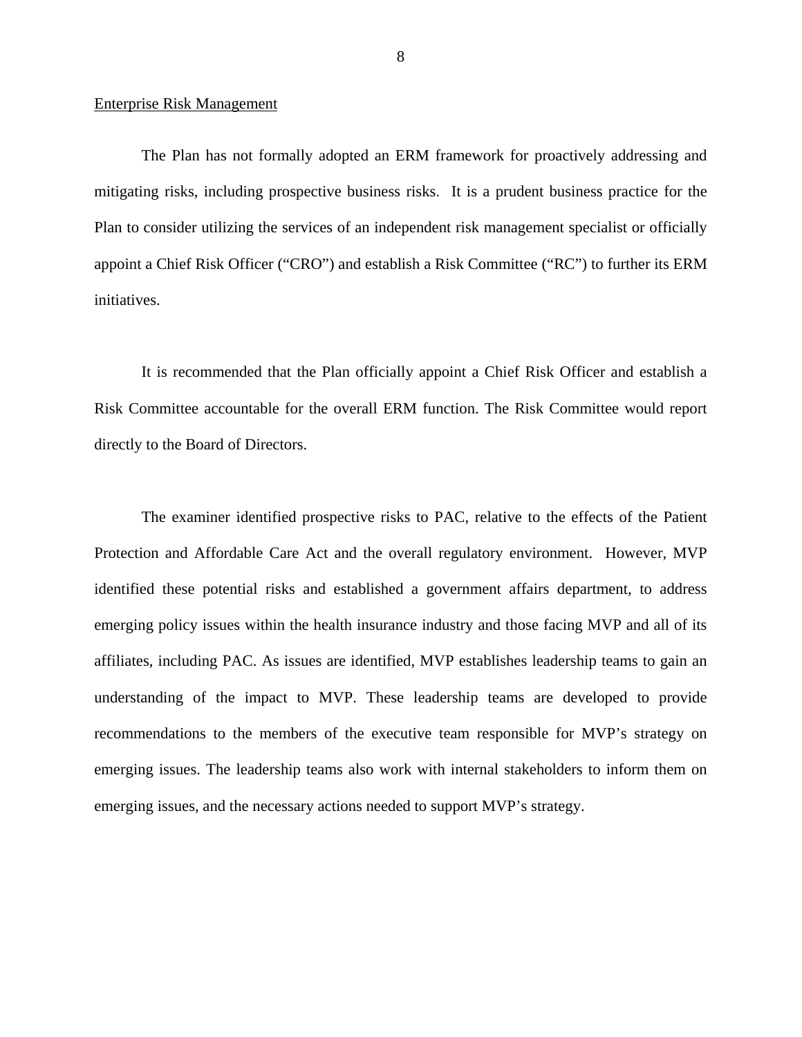## Enterprise Risk Management

The Plan has not formally adopted an ERM framework for proactively addressing and mitigating risks, including prospective business risks. It is a prudent business practice for the Plan to consider utilizing the services of an independent risk management specialist or officially appoint a Chief Risk Officer ("CRO") and establish a Risk Committee ("RC") to further its ERM initiatives.

It is recommended that the Plan officially appoint a Chief Risk Officer and establish a Risk Committee accountable for the overall ERM function. The Risk Committee would report directly to the Board of Directors.

The examiner identified prospective risks to PAC, relative to the effects of the Patient Protection and Affordable Care Act and the overall regulatory environment. However, MVP identified these potential risks and established a government affairs department, to address emerging policy issues within the health insurance industry and those facing MVP and all of its affiliates, including PAC. As issues are identified, MVP establishes leadership teams to gain an understanding of the impact to MVP. These leadership teams are developed to provide recommendations to the members of the executive team responsible for MVP's strategy on emerging issues. The leadership teams also work with internal stakeholders to inform them on emerging issues, and the necessary actions needed to support MVP's strategy.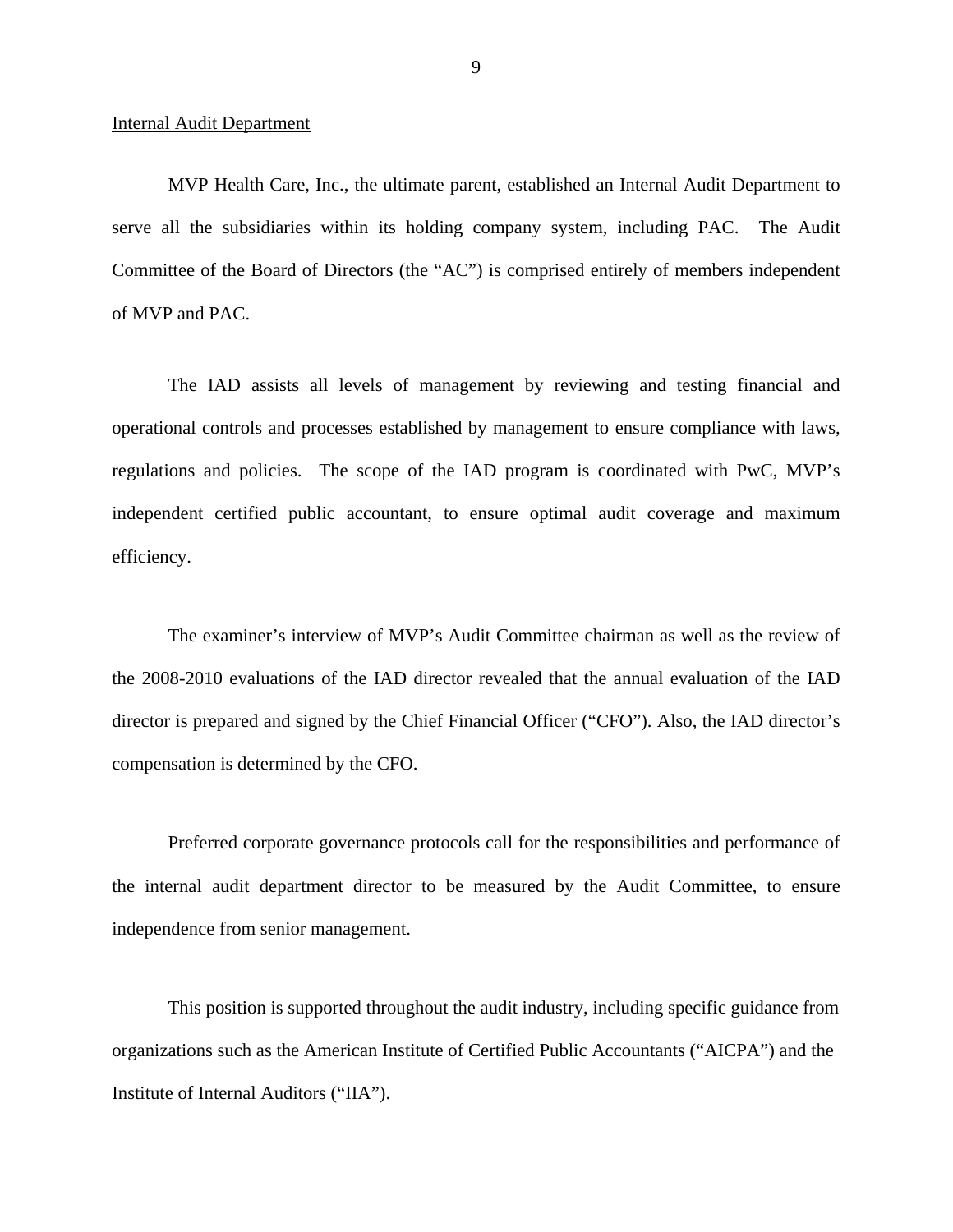<u>Internal Audit Department</u>

MVP Health Care, Inc., the ultimate parent, established an Internal Audit Department to serve all the subsidiaries within its holding company system, including PAC. The Audit Committee of the Board of Directors (the "AC") is comprised entirely of members independent of MVP and PAC.

The IAD assists all levels of management by reviewing and testing financial and operational controls and processes established by management to ensure compliance with laws, regulations and policies. The scope of the IAD program is coordinated with PwC, MVP's independent certified public accountant, to ensure optimal audit coverage and maximum efficiency.

The examiner's interview of MVP's Audit Committee chairman as well as the review of the 2008-2010 evaluations of the IAD director revealed that the annual evaluation of the IAD director is prepared and signed by the Chief Financial Officer ("CFO"). Also, the IAD director's compensation is determined by the CFO.

Preferred corporate governance protocols call for the responsibilities and performance of the internal audit department director to be measured by the Audit Committee, to ensure independence from senior management.

This position is supported throughout the audit industry, including specific guidance from organizations such as the American Institute of Certified Public Accountants ("AICPA") and the Institute of Internal Auditors ("IIA").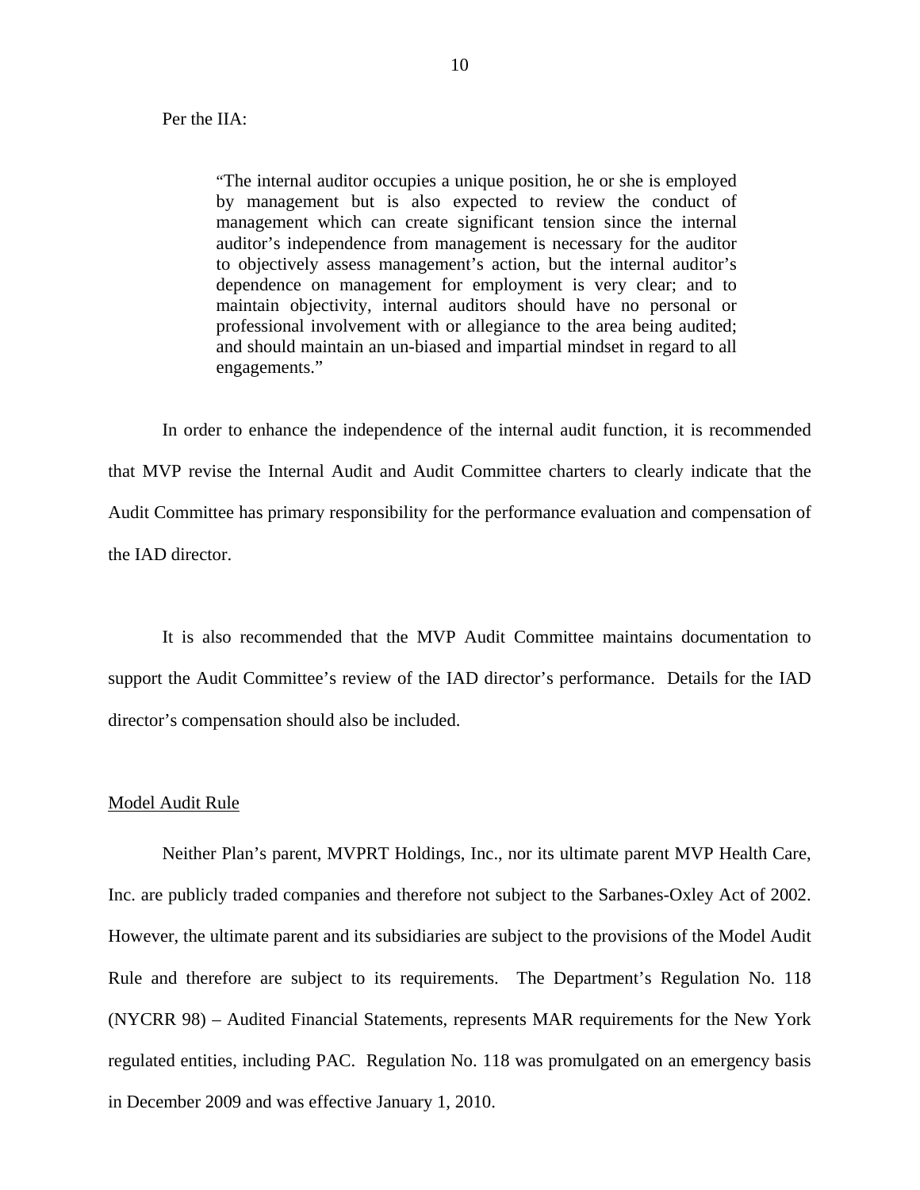Per the IIA:

> "The internal auditor occupies a unique position, he or she is employed by management but is also expected to review the conduct of management which can create significant tension since the internal auditor's independence from management is necessary for the auditor to objectively assess management's action, but the internal auditor's dependence on management for employment is very clear; and to maintain objectivity, internal auditors should have no personal or professional involvement with or allegiance to the area being audited; and should maintain an un-biased and impartial mindset in regard to all engagements."

In order to enhance the independence of the internal audit function, it is recommended that MVP revise the Internal Audit and Audit Committee charters to clearly indicate that the Audit Committee has primary responsibility for the performance evaluation and compensation of the IAD director.

It is also recommended that the MVP Audit Committee maintains documentation to support the Audit Committee's review of the IAD director's performance. Details for the IAD director's compensation should also be included.

Model Audit Rule

Neither Plan's parent, MVPRT Holdings, Inc., nor its ultimate parent MVP Health Care, Inc. are publicly traded companies and therefore not subject to the Sarbanes-Oxley Act of 2002. However, the ultimate parent and its subsidiaries are subject to the provisions of the Model Audit Rule and therefore are subject to its requirements. The Department's Regulation No. 118 (NYCRR 98) – Audited Financial Statements, represents MAR requirements for the New York regulated entities, including PAC. Regulation No. 118 was promulgated on an emergency basis in December 2009 and was effective January 1, 2010.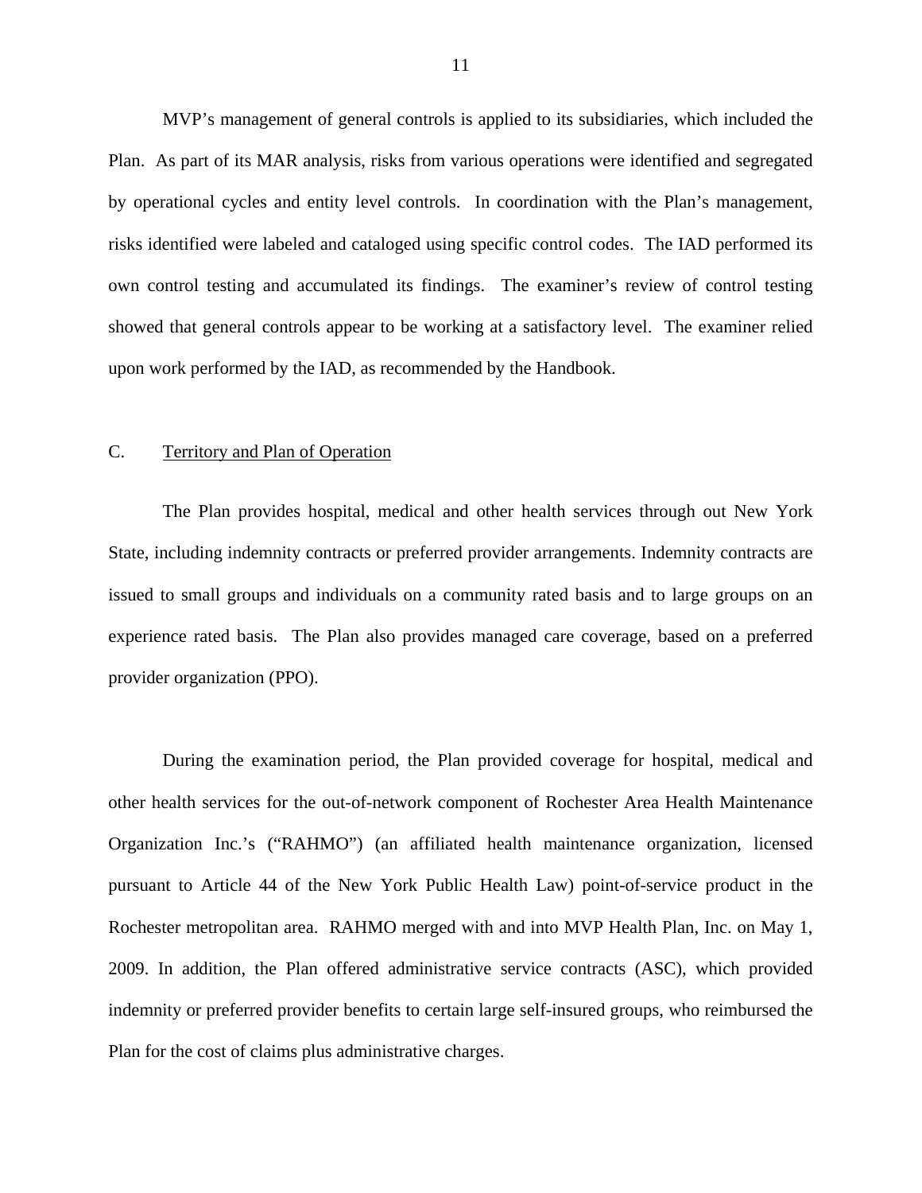MVP's management of general controls is applied to its subsidiaries, which included the Plan. As part of its MAR analysis, risks from various operations were identified and segregated by operational cycles and entity level controls. In coordination with the Plan's management, risks identified were labeled and cataloged using specific control codes. The IAD performed its own control testing and accumulated its findings. The examiner's review of control testing showed that general controls appear to be working at a satisfactory level. The examiner relied upon work performed by the IAD, as recommended by the Handbook.

## C. Territory and Plan of Operation

The Plan provides hospital, medical and other health services through out New York State, including indemnity contracts or preferred provider arrangements. Indemnity contracts are issued to small groups and individuals on a community rated basis and to large groups on an experience rated basis. The Plan also provides managed care coverage, based on a preferred provider organization (PPO).

During the examination period, the Plan provided coverage for hospital, medical and other health services for the out-of-network component of Rochester Area Health Maintenance Organization Inc.'s ("RAHMO") (an affiliated health maintenance organization, licensed pursuant to Article 44 of the New York Public Health Law) point-of-service product in the Rochester metropolitan area. RAHMO merged with and into MVP Health Plan, Inc. on May 1, 2009. In addition, the Plan offered administrative service contracts (ASC), which provided indemnity or preferred provider benefits to certain large self-insured groups, who reimbursed the Plan for the cost of claims plus administrative charges.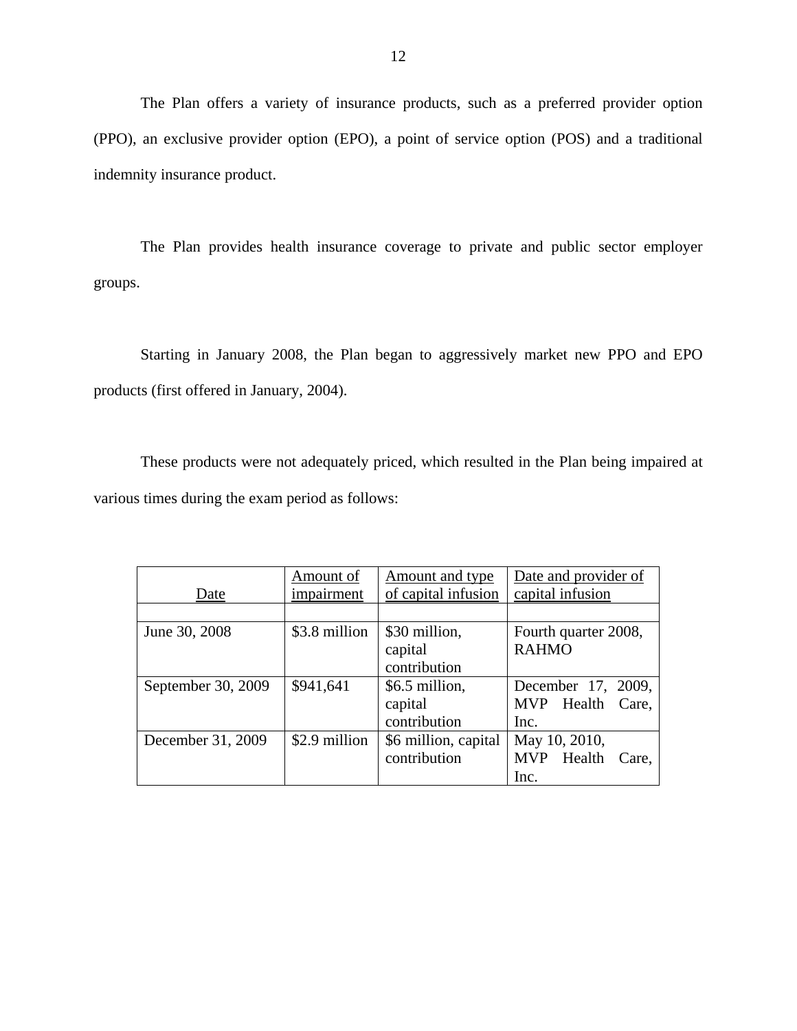The Plan offers a variety of insurance products, such as a preferred provider option (PPO), an exclusive provider option (EPO), a point of service option (POS) and a traditional indemnity insurance product.

The Plan provides health insurance coverage to private and public sector employer groups.

Starting in January 2008, the Plan began to aggressively market new PPO and EPO products (first offered in January, 2004).

These products were not adequately priced, which resulted in the Plan being impaired at various times during the exam period as follows:

| Date | Amount of impairment | Amount and type of capital infusion | Date and provider of capital infusion |
|---|---|---|---|
| | | | |
| June 30, 2008 | $3.8 million | $30 million, capital contribution | Fourth quarter 2008, RAHMO |
| September 30, 2009 | $941,641 | $6.5 million, capital contribution | December 17, 2009, MVP Health Care, Inc. |
| December 31, 2009 | $2.9 million | $6 million, capital contribution | May 10, 2010, MVP Health Care, Inc. |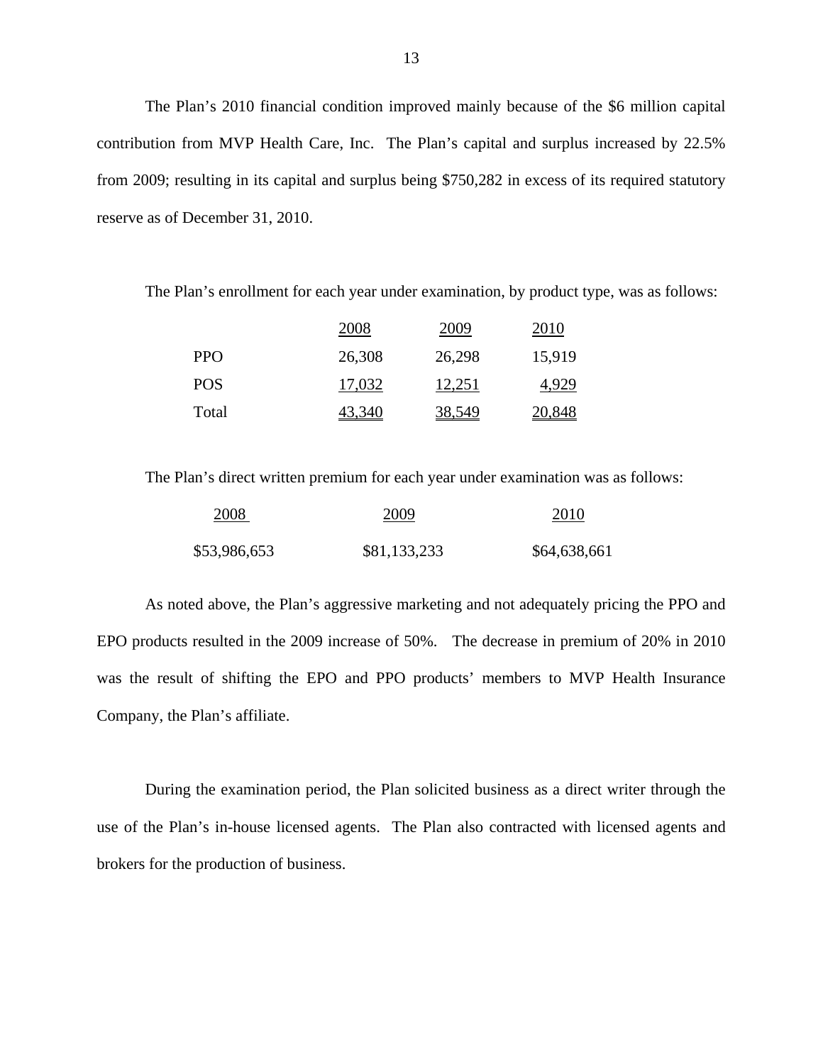The Plan’s 2010 financial condition improved mainly because of the $6 million capital contribution from MVP Health Care, Inc. The Plan’s capital and surplus increased by 22.5% from 2009; resulting in its capital and surplus being $750,282 in excess of its required statutory reserve as of December 31, 2010.

The Plan’s enrollment for each year under examination, by product type, was as follows:

| | 2008 | 2009 | 2010 |
|---|---|---|---|
| PPO | 26,308 | 26,298 | 15,919 |
| POS | 17,032 | 12,251 | 4,929 |
| Total | 43,340 | 38,549 | 20,848 |

The Plan’s direct written premium for each year under examination was as follows:

| 2008 | 2009 | 2010 |
|---|---|---|
| $53,986,653 | $81,133,233 | $64,638,661 |

As noted above, the Plan’s aggressive marketing and not adequately pricing the PPO and EPO products resulted in the 2009 increase of 50%. The decrease in premium of 20% in 2010 was the result of shifting the EPO and PPO products’ members to MVP Health Insurance Company, the Plan’s affiliate.

During the examination period, the Plan solicited business as a direct writer through the use of the Plan’s in-house licensed agents. The Plan also contracted with licensed agents and brokers for the production of business.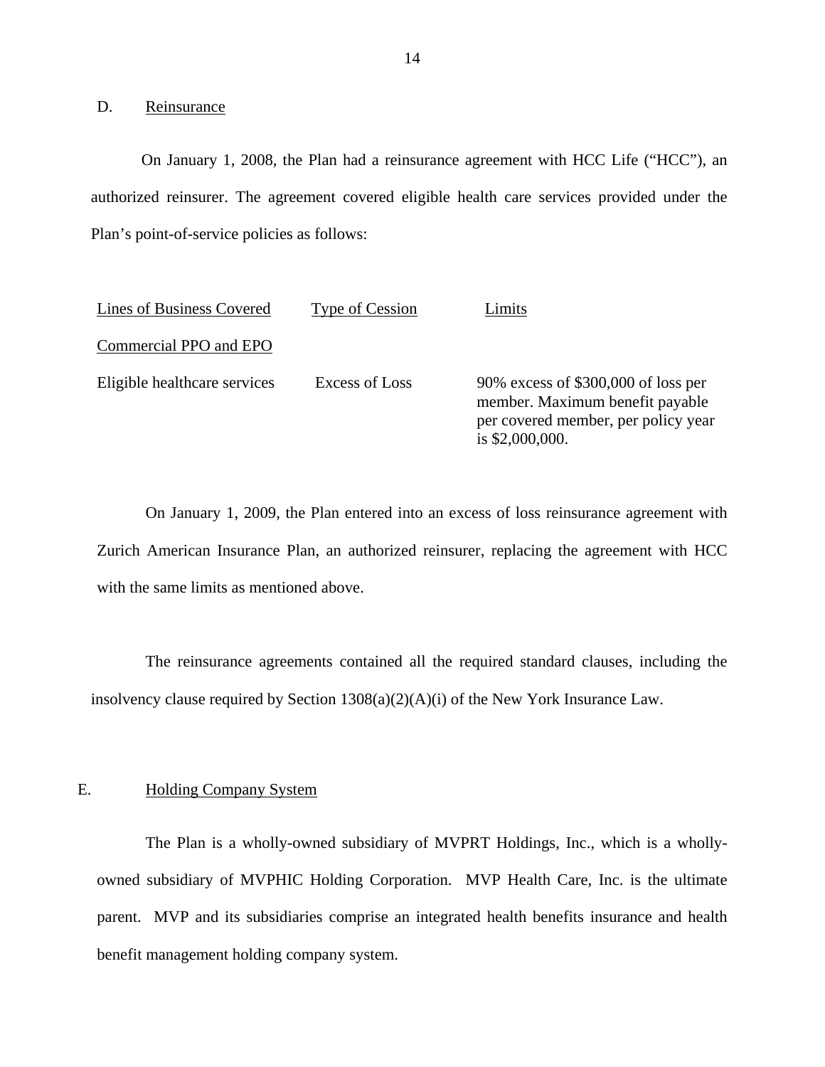## D. Reinsurance

On January 1, 2008, the Plan had a reinsurance agreement with HCC Life ("HCC"), an authorized reinsurer. The agreement covered eligible health care services provided under the Plan's point-of-service policies as follows:

| Lines of Business Covered | Type of Cession | Limits |
|---|---|---|
| Commercial PPO and EPO | | |
| Eligible healthcare services | Excess of Loss | 90% excess of $300,000 of loss per member. Maximum benefit payable per covered member, per policy year is $2,000,000. |

On January 1, 2009, the Plan entered into an excess of loss reinsurance agreement with Zurich American Insurance Plan, an authorized reinsurer, replacing the agreement with HCC with the same limits as mentioned above.

The reinsurance agreements contained all the required standard clauses, including the insolvency clause required by Section 1308(a)(2)(A)(i) of the New York Insurance Law.

## E. Holding Company System

The Plan is a wholly-owned subsidiary of MVPRT Holdings, Inc., which is a wholly-owned subsidiary of MVPHIC Holding Corporation. MVP Health Care, Inc. is the ultimate parent. MVP and its subsidiaries comprise an integrated health benefits insurance and health benefit management holding company system.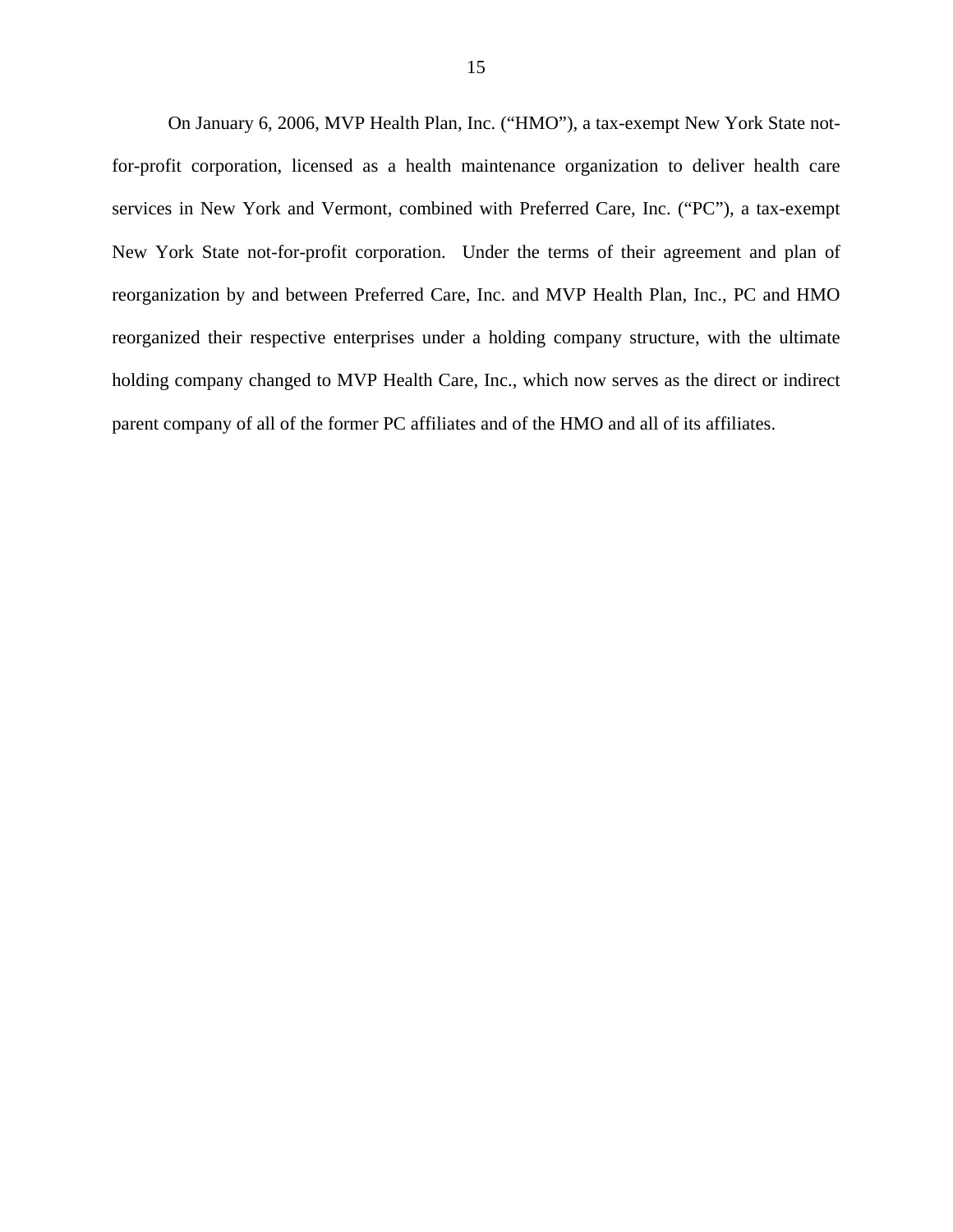On January 6, 2006, MVP Health Plan, Inc. (“HMO”), a tax-exempt New York State not-for-profit corporation, licensed as a health maintenance organization to deliver health care services in New York and Vermont, combined with Preferred Care, Inc. (“PC”), a tax-exempt New York State not-for-profit corporation. Under the terms of their agreement and plan of reorganization by and between Preferred Care, Inc. and MVP Health Plan, Inc., PC and HMO reorganized their respective enterprises under a holding company structure, with the ultimate holding company changed to MVP Health Care, Inc., which now serves as the direct or indirect parent company of all of the former PC affiliates and of the HMO and all of its affiliates.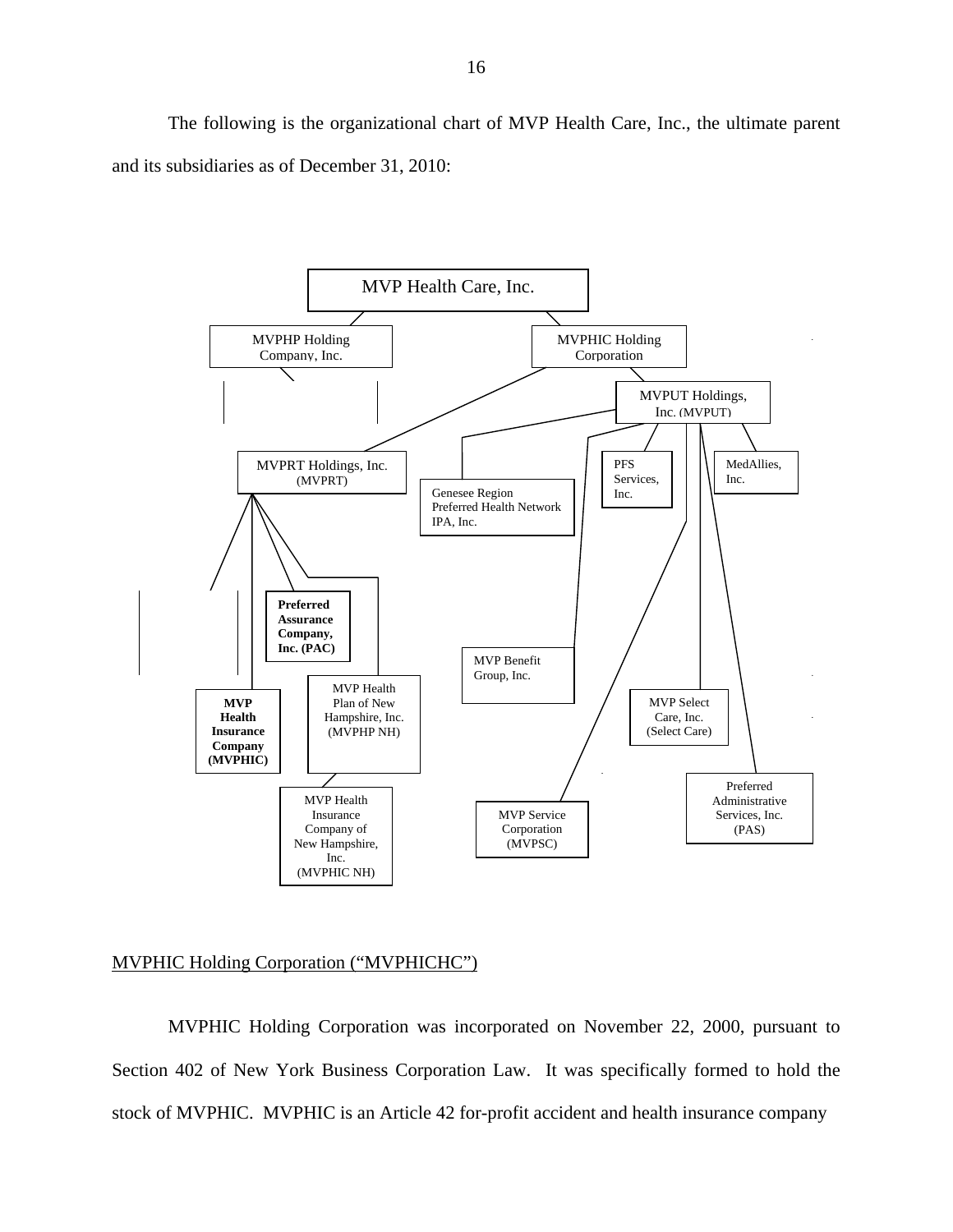The following is the organizational chart of MVP Health Care, Inc., the ultimate parent and its subsidiaries as of December 31, 2010:

- MVP Health Care, Inc.
  - MVPHP Holding Company, Inc.
  - MVPHIC Holding Corporation
    - MVPRT Holdings, Inc. (MVPRT)
      - MVP Health Insurance Company (MVPHIC)
      - Preferred Assurance Company, Inc. (PAC)
      - MVP Health Plan of New Hampshire, Inc. (MVPHP NH)
        - MVP Health Insurance Company of New Hampshire, Inc. (MVPHIC NH)
    - MVPUT Holdings, Inc. (MVPUT)
      - Genesee Region Preferred Health Network IPA, Inc.
      - MVP Benefit Group, Inc.
      - PFS Services, Inc.
      - MVP Service Corporation (MVPSC)
      - MVP Select Care, Inc. (Select Care)
      - Preferred Administrative Services, Inc. (PAS)
      - MedAllies, Inc.

## MVPHIC Holding Corporation ("MVPHICHC")

MVPHIC Holding Corporation was incorporated on November 22, 2000, pursuant to Section 402 of New York Business Corporation Law. It was specifically formed to hold the stock of MVPHIC. MVPHIC is an Article 42 for-profit accident and health insurance company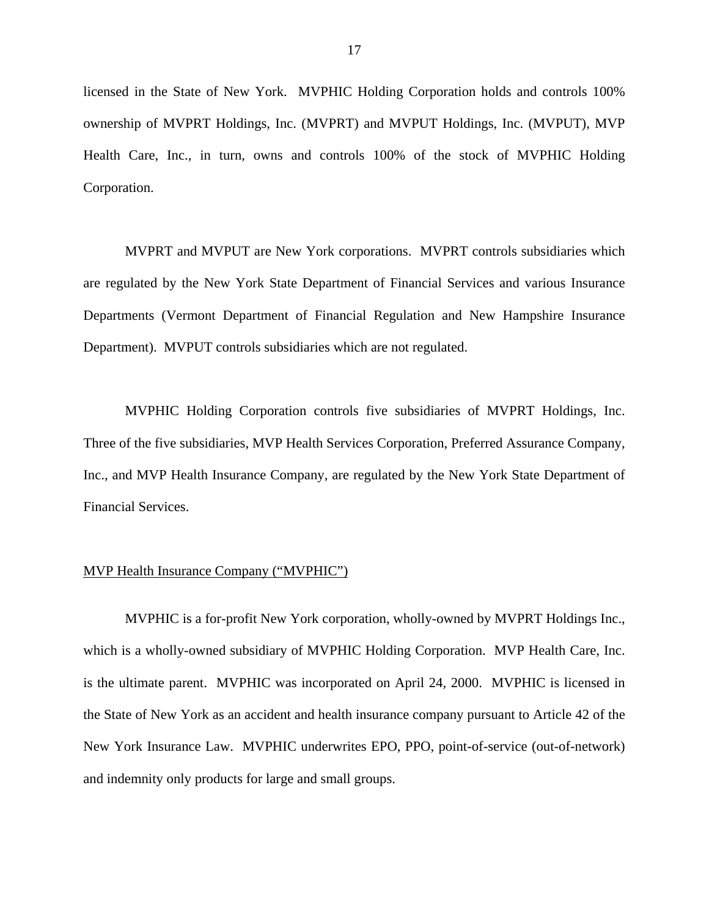licensed in the State of New York. MVPHIC Holding Corporation holds and controls 100% ownership of MVPRT Holdings, Inc. (MVPRT) and MVPUT Holdings, Inc. (MVPUT), MVP Health Care, Inc., in turn, owns and controls 100% of the stock of MVPHIC Holding Corporation.

MVPRT and MVPUT are New York corporations. MVPRT controls subsidiaries which are regulated by the New York State Department of Financial Services and various Insurance Departments (Vermont Department of Financial Regulation and New Hampshire Insurance Department). MVPUT controls subsidiaries which are not regulated.

MVPHIC Holding Corporation controls five subsidiaries of MVPRT Holdings, Inc. Three of the five subsidiaries, MVP Health Services Corporation, Preferred Assurance Company, Inc., and MVP Health Insurance Company, are regulated by the New York State Department of Financial Services.

MVP Health Insurance Company ("MVPHIC")

MVPHIC is a for-profit New York corporation, wholly-owned by MVPRT Holdings Inc., which is a wholly-owned subsidiary of MVPHIC Holding Corporation. MVP Health Care, Inc. is the ultimate parent. MVPHIC was incorporated on April 24, 2000. MVPHIC is licensed in the State of New York as an accident and health insurance company pursuant to Article 42 of the New York Insurance Law. MVPHIC underwrites EPO, PPO, point-of-service (out-of-network) and indemnity only products for large and small groups.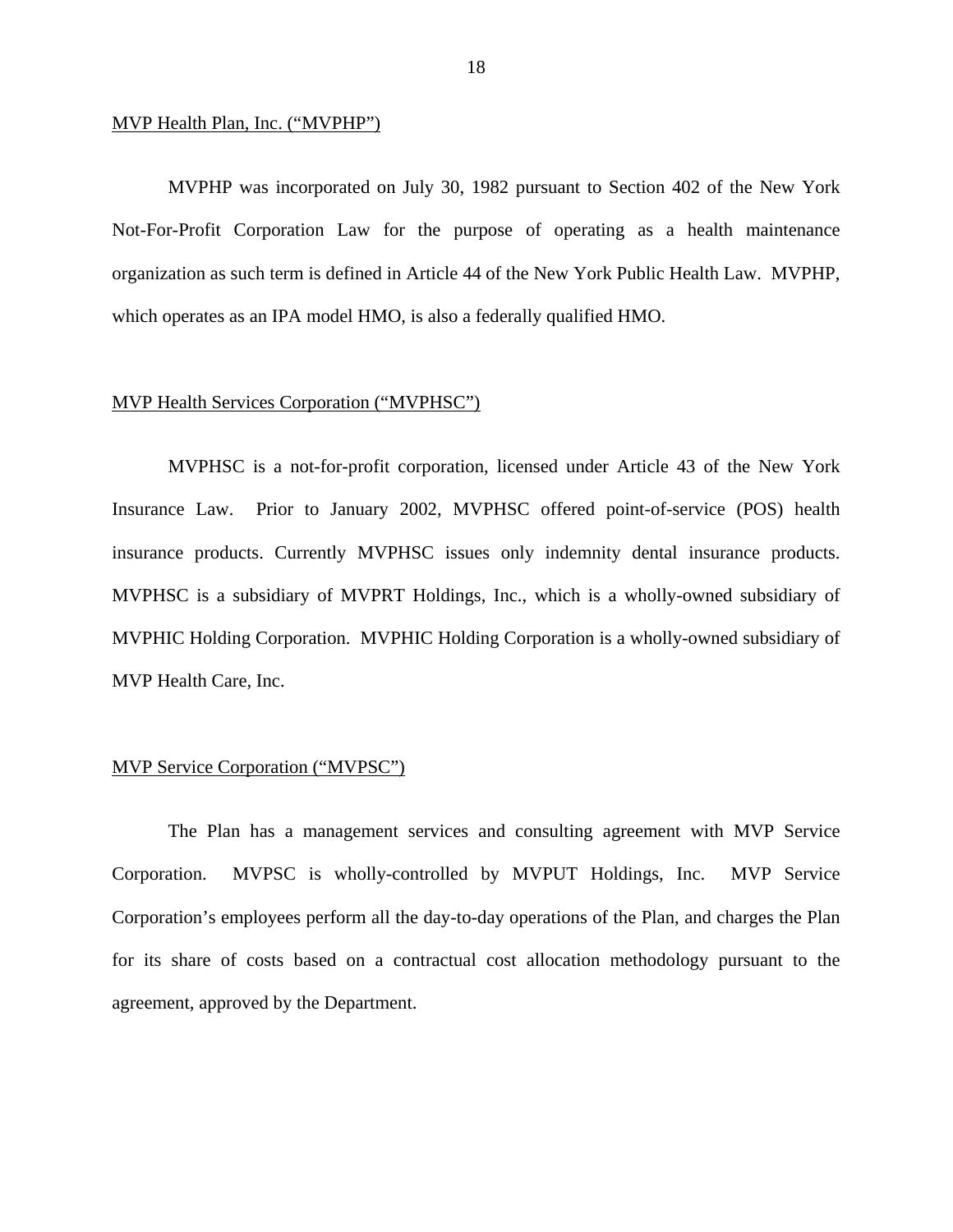<u>MVP Health Plan, Inc. ("MVPHP")</u>

MVPHP was incorporated on July 30, 1982 pursuant to Section 402 of the New York Not-For-Profit Corporation Law for the purpose of operating as a health maintenance organization as such term is defined in Article 44 of the New York Public Health Law. MVPHP, which operates as an IPA model HMO, is also a federally qualified HMO.

<u>MVP Health Services Corporation ("MVPHSC")</u>

MVPHSC is a not-for-profit corporation, licensed under Article 43 of the New York Insurance Law. Prior to January 2002, MVPHSC offered point-of-service (POS) health insurance products. Currently MVPHSC issues only indemnity dental insurance products. MVPHSC is a subsidiary of MVPRT Holdings, Inc., which is a wholly-owned subsidiary of MVPHIC Holding Corporation. MVPHIC Holding Corporation is a wholly-owned subsidiary of MVP Health Care, Inc.

<u>MVP Service Corporation ("MVPSC")</u>

The Plan has a management services and consulting agreement with MVP Service Corporation. MVPSC is wholly-controlled by MVPUT Holdings, Inc. MVP Service Corporation's employees perform all the day-to-day operations of the Plan, and charges the Plan for its share of costs based on a contractual cost allocation methodology pursuant to the agreement, approved by the Department.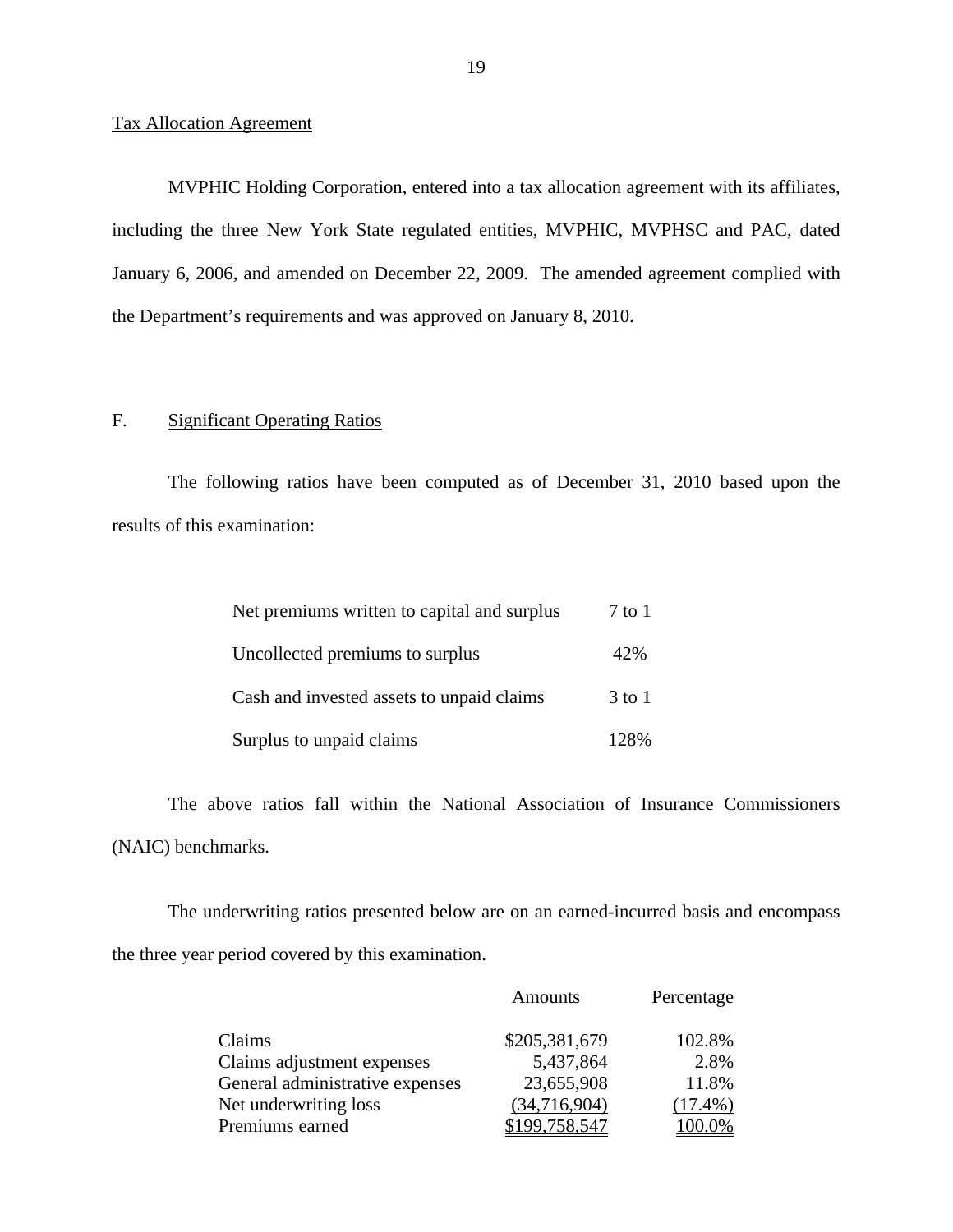Tax Allocation Agreement

MVPHIC Holding Corporation, entered into a tax allocation agreement with its affiliates, including the three New York State regulated entities, MVPHIC, MVPHSC and PAC, dated January 6, 2006, and amended on December 22, 2009. The amended agreement complied with the Department's requirements and was approved on January 8, 2010.

## F. Significant Operating Ratios

The following ratios have been computed as of December 31, 2010 based upon the results of this examination:

| | |
|---|---|
| Net premiums written to capital and surplus | 7 to 1 |
| Uncollected premiums to surplus | 42% |
| Cash and invested assets to unpaid claims | 3 to 1 |
| Surplus to unpaid claims | 128% |

The above ratios fall within the National Association of Insurance Commissioners (NAIC) benchmarks.

The underwriting ratios presented below are on an earned-incurred basis and encompass the three year period covered by this examination.

| | Amounts | Percentage |
|---|---|---|
| Claims | $205,381,679 | 102.8% |
| Claims adjustment expenses | 5,437,864 | 2.8% |
| General administrative expenses | 23,655,908 | 11.8% |
| Net underwriting loss | (34,716,904) | (17.4%) |
| Premiums earned | $199,758,547 | 100.0% |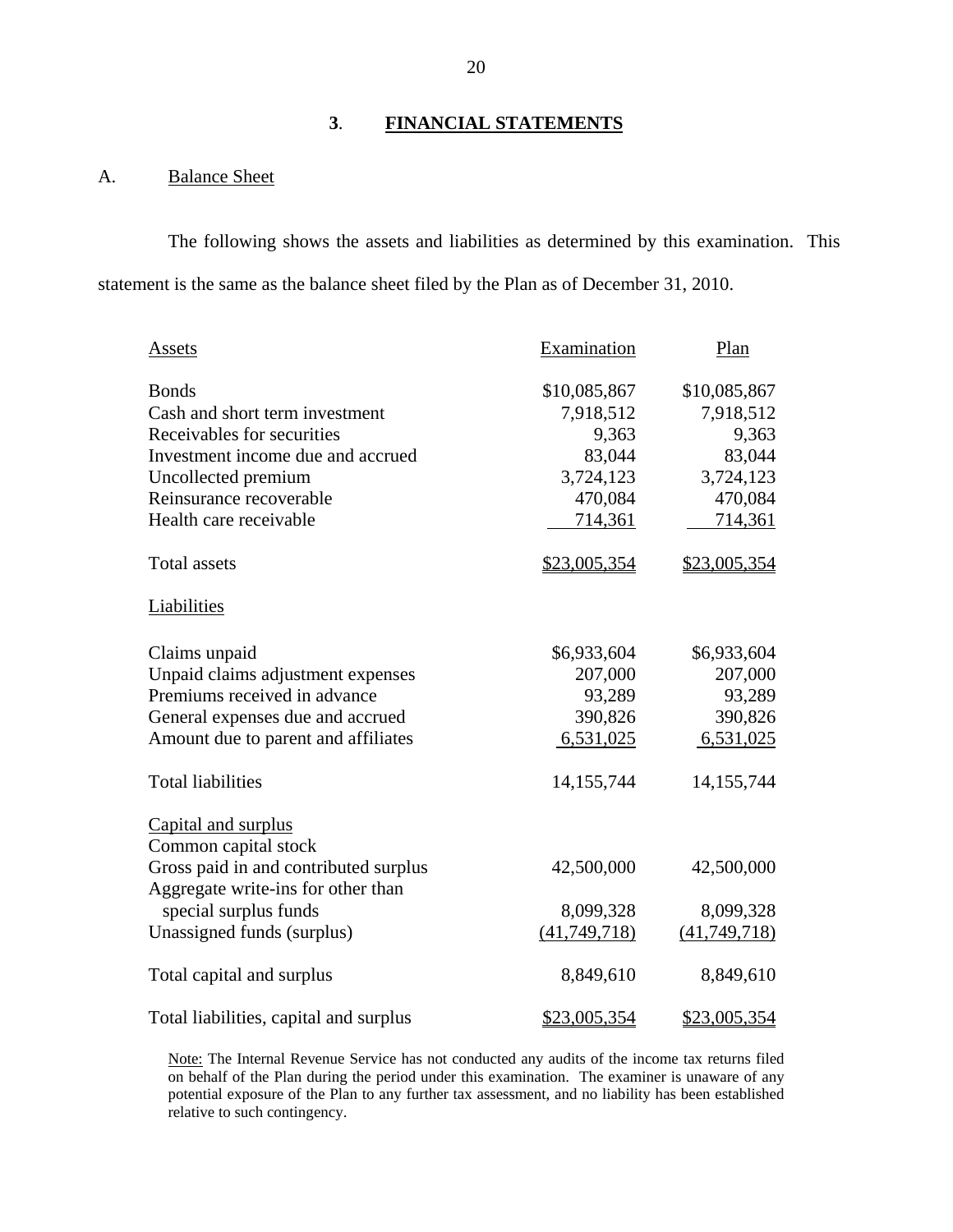## 3. FINANCIAL STATEMENTS

### A. Balance Sheet

The following shows the assets and liabilities as determined by this examination. This statement is the same as the balance sheet filed by the Plan as of December 31, 2010.

| Assets | Examination | Plan |
|---|---|---|
| Bonds | $10,085,867 | $10,085,867 |
| Cash and short term investment | 7,918,512 | 7,918,512 |
| Receivables for securities | 9,363 | 9,363 |
| Investment income due and accrued | 83,044 | 83,044 |
| Uncollected premium | 3,724,123 | 3,724,123 |
| Reinsurance recoverable | 470,084 | 470,084 |
| Health care receivable | 714,361 | 714,361 |
| Total assets | $23,005,354 | $23,005,354 |
| Liabilities | | |
| Claims unpaid | $6,933,604 | $6,933,604 |
| Unpaid claims adjustment expenses | 207,000 | 207,000 |
| Premiums received in advance | 93,289 | 93,289 |
| General expenses due and accrued | 390,826 | 390,826 |
| Amount due to parent and affiliates | 6,531,025 | 6,531,025 |
| Total liabilities | 14,155,744 | 14,155,744 |
| Capital and surplus | | |
| Common capital stock | | |
| Gross paid in and contributed surplus | 42,500,000 | 42,500,000 |
| Aggregate write-ins for other than special surplus funds | 8,099,328 | 8,099,328 |
| Unassigned funds (surplus) | (41,749,718) | (41,749,718) |
| Total capital and surplus | 8,849,610 | 8,849,610 |
| Total liabilities, capital and surplus | $23,005,354 | $23,005,354 |

Note: The Internal Revenue Service has not conducted any audits of the income tax returns filed on behalf of the Plan during the period under this examination. The examiner is unaware of any potential exposure of the Plan to any further tax assessment, and no liability has been established relative to such contingency.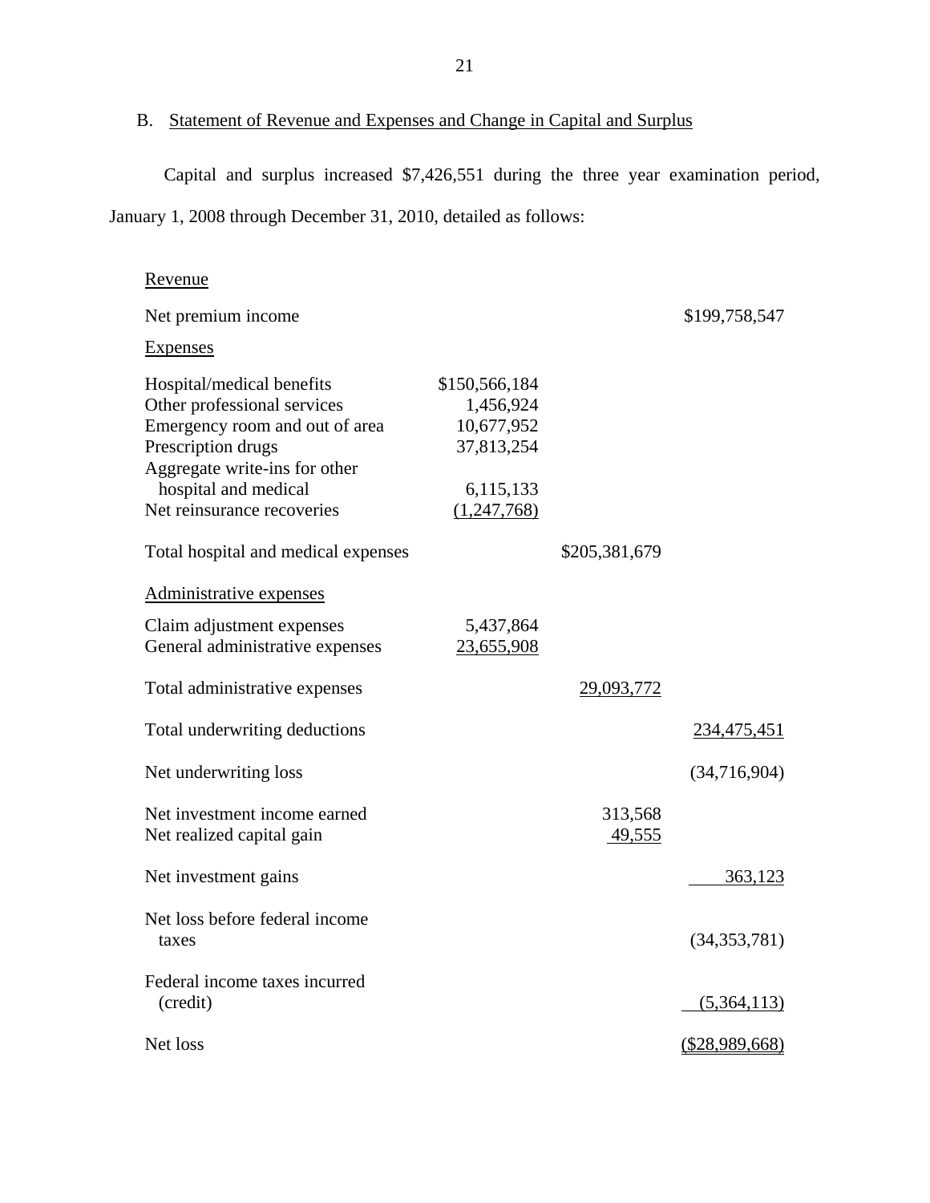## B. Statement of Revenue and Expenses and Change in Capital and Surplus

Capital and surplus increased $7,426,551 during the three year examination period, January 1, 2008 through December 31, 2010, detailed as follows:

| | | | |
|---|---|---|---|
| Revenue | | | |
| Net premium income | | | $199,758,547 |
| Expenses | | | |
| Hospital/medical benefits | $150,566,184 | | |
| Other professional services | 1,456,924 | | |
| Emergency room and out of area | 10,677,952 | | |
| Prescription drugs | 37,813,254 | | |
| Aggregate write-ins for other hospital and medical | 6,115,133 | | |
| Net reinsurance recoveries | (1,247,768) | | |
| Total hospital and medical expenses | | $205,381,679 | |
| Administrative expenses | | | |
| Claim adjustment expenses | 5,437,864 | | |
| General administrative expenses | 23,655,908 | | |
| Total administrative expenses | | 29,093,772 | |
| Total underwriting deductions | | | 234,475,451 |
| Net underwriting loss | | | (34,716,904) |
| Net investment income earned | | 313,568 | |
| Net realized capital gain | | 49,555 | |
| Net investment gains | | | 363,123 |
| Net loss before federal income taxes | | | (34,353,781) |
| Federal income taxes incurred (credit) | | | (5,364,113) |
| Net loss | | | ($28,989,668) |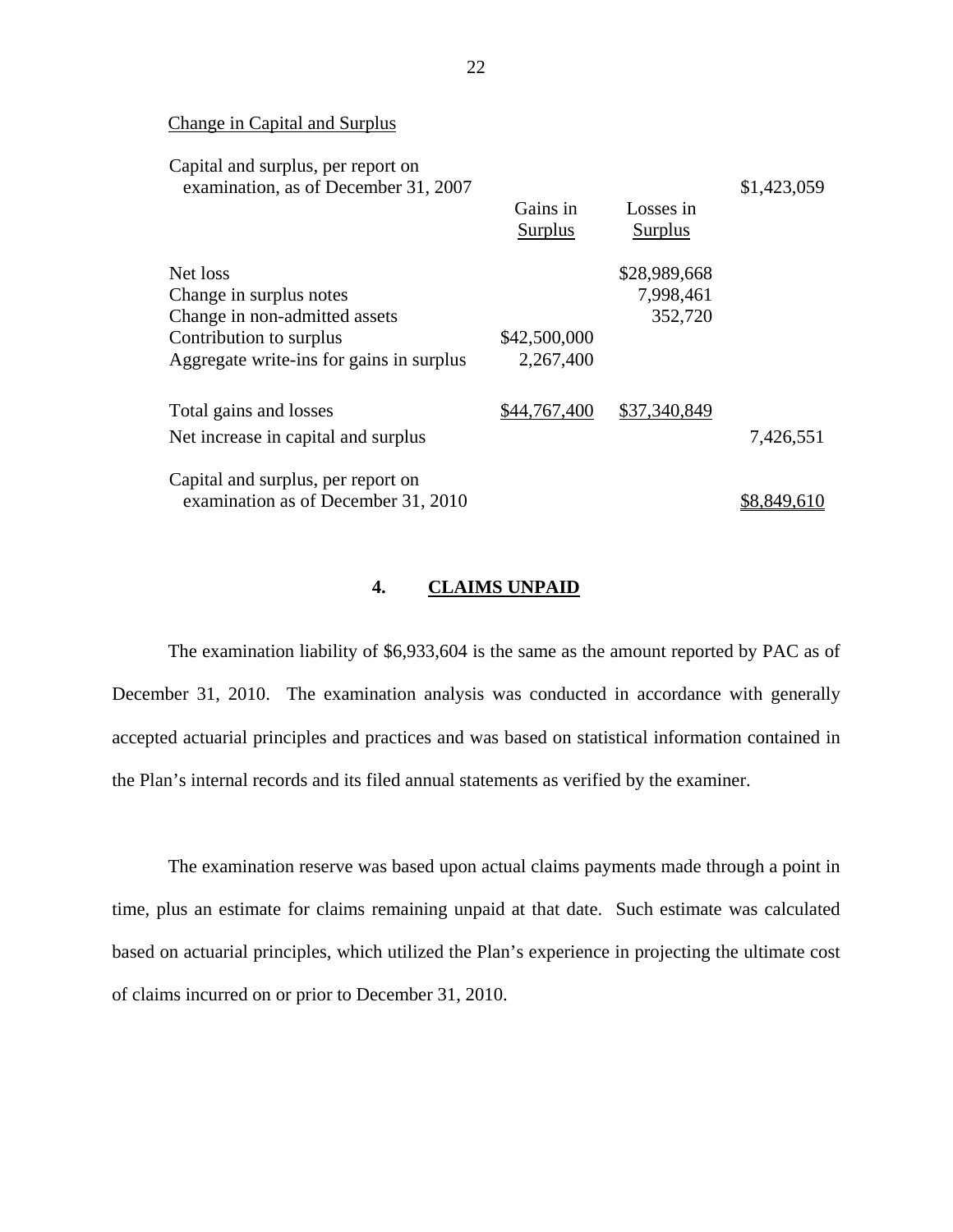Change in Capital and Surplus

| | Gains in Surplus | Losses in Surplus | |
|---|---|---|---|
| Capital and surplus, per report on examination, as of December 31, 2007 | | | $1,423,059 |
| Net loss | | $28,989,668 | |
| Change in surplus notes | | 7,998,461 | |
| Change in non-admitted assets | | 352,720 | |
| Contribution to surplus | $42,500,000 | | |
| Aggregate write-ins for gains in surplus | 2,267,400 | | |
| Total gains and losses | $44,767,400 | $37,340,849 | |
| Net increase in capital and surplus | | | 7,426,551 |
| Capital and surplus, per report on examination as of December 31, 2010 | | | $8,849,610 |

## 4. CLAIMS UNPAID

The examination liability of $6,933,604 is the same as the amount reported by PAC as of December 31, 2010. The examination analysis was conducted in accordance with generally accepted actuarial principles and practices and was based on statistical information contained in the Plan's internal records and its filed annual statements as verified by the examiner.

The examination reserve was based upon actual claims payments made through a point in time, plus an estimate for claims remaining unpaid at that date. Such estimate was calculated based on actuarial principles, which utilized the Plan's experience in projecting the ultimate cost of claims incurred on or prior to December 31, 2010.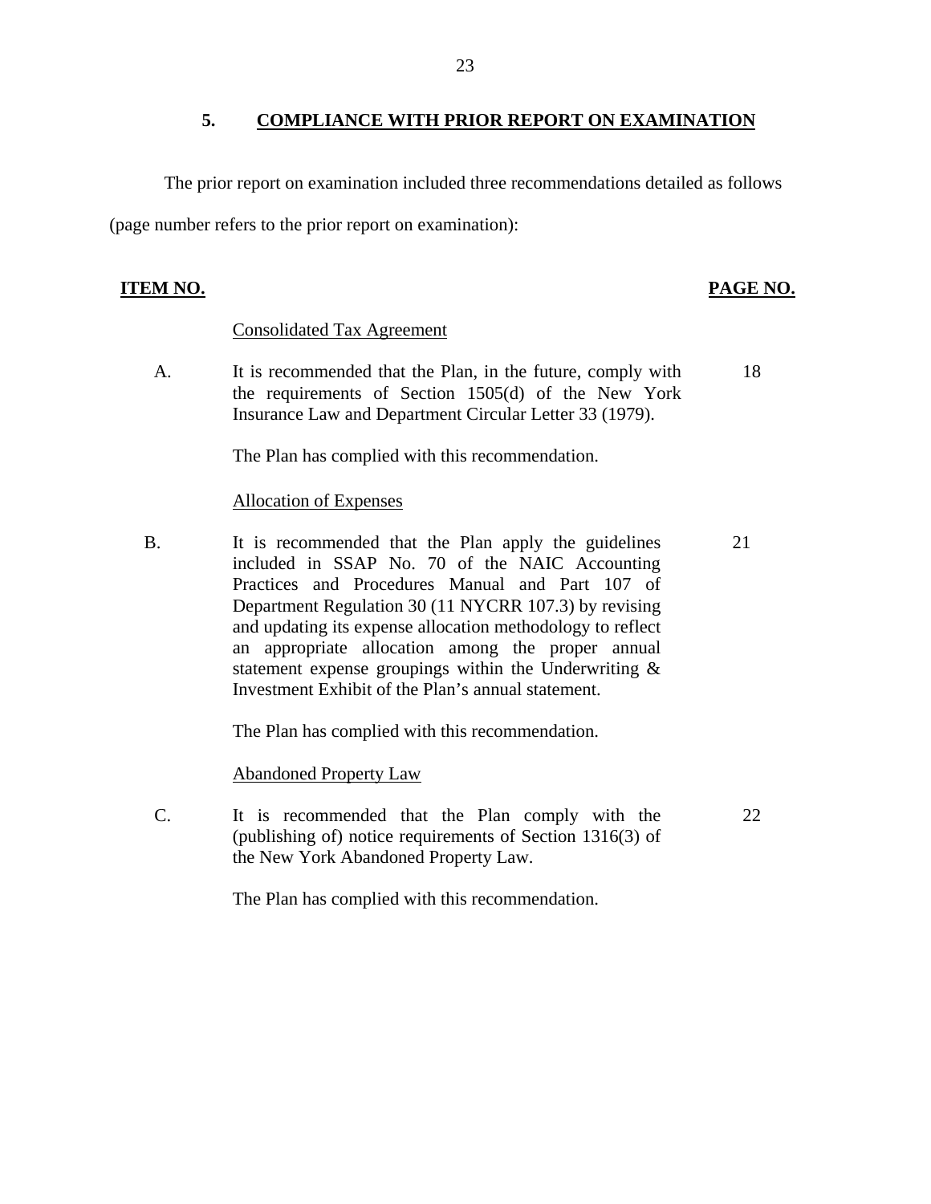## 5. COMPLIANCE WITH PRIOR REPORT ON EXAMINATION

The prior report on examination included three recommendations detailed as follows (page number refers to the prior report on examination):

| ITEM NO. | | PAGE NO. |
|---|---|---|
| | Consolidated Tax Agreement | |
| A. | It is recommended that the Plan, in the future, comply with the requirements of Section 1505(d) of the New York Insurance Law and Department Circular Letter 33 (1979). | 18 |
| | The Plan has complied with this recommendation. | |
| | Allocation of Expenses | |
| B. | It is recommended that the Plan apply the guidelines included in SSAP No. 70 of the NAIC Accounting Practices and Procedures Manual and Part 107 of Department Regulation 30 (11 NYCRR 107.3) by revising and updating its expense allocation methodology to reflect an appropriate allocation among the proper annual statement expense groupings within the Underwriting & Investment Exhibit of the Plan's annual statement. | 21 |
| | The Plan has complied with this recommendation. | |
| | Abandoned Property Law | |
| C. | It is recommended that the Plan comply with the (publishing of) notice requirements of Section 1316(3) of the New York Abandoned Property Law. | 22 |
| | The Plan has complied with this recommendation. | |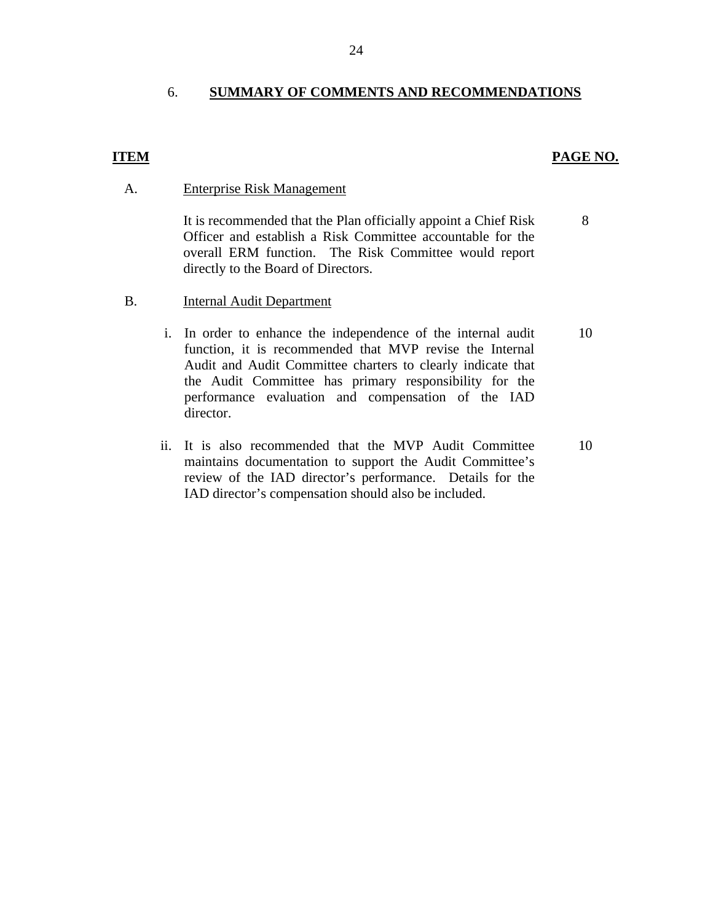## 6. SUMMARY OF COMMENTS AND RECOMMENDATIONS

| ITEM | | PAGE NO. |
|---|---|---|
| A. | Enterprise Risk Management | |
| | It is recommended that the Plan officially appoint a Chief Risk Officer and establish a Risk Committee accountable for the overall ERM function. The Risk Committee would report directly to the Board of Directors. | 8 |
| B. | Internal Audit Department | |
| | i. In order to enhance the independence of the internal audit function, it is recommended that MVP revise the Internal Audit and Audit Committee charters to clearly indicate that the Audit Committee has primary responsibility for the performance evaluation and compensation of the IAD director. | 10 |
| | ii. It is also recommended that the MVP Audit Committee maintains documentation to support the Audit Committee's review of the IAD director's performance. Details for the IAD director's compensation should also be included. | 10 |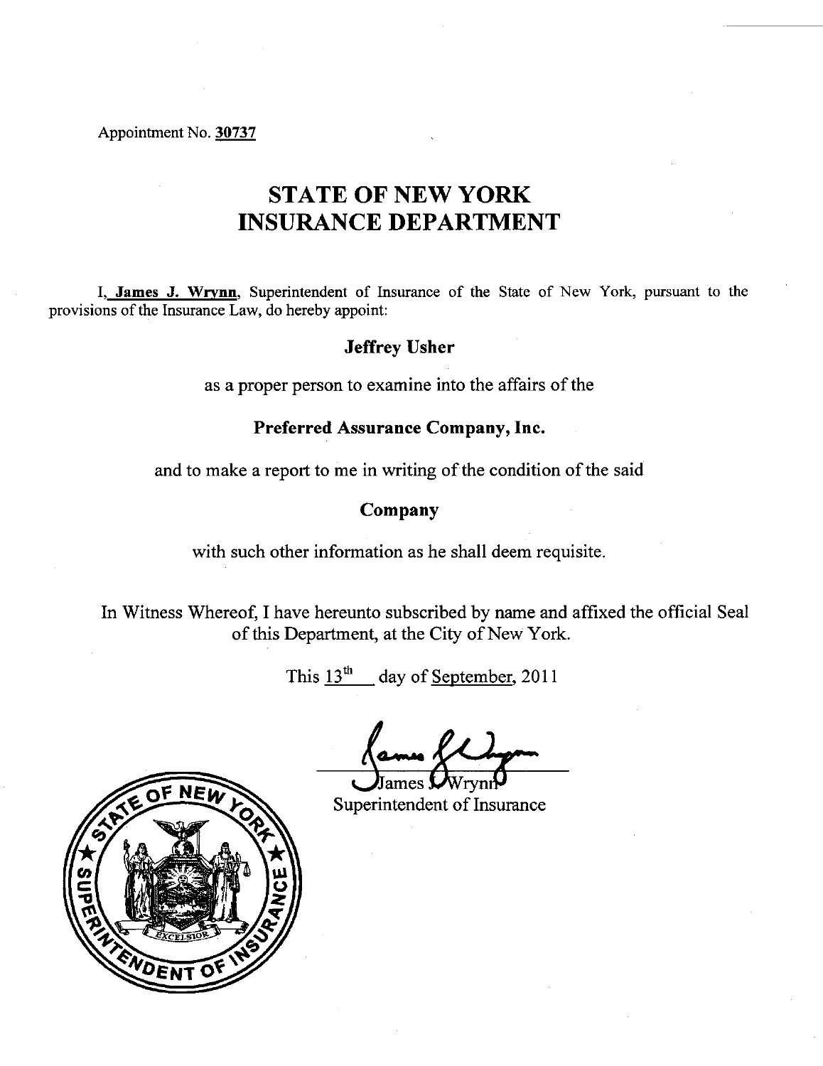Appointment No. **30737**

# STATE OF NEW YORK
# INSURANCE DEPARTMENT

I, **James J. Wrynn**, Superintendent of Insurance of the State of New York, pursuant to the provisions of the Insurance Law, do hereby appoint:

**Jeffrey Usher**

as a proper person to examine into the affairs of the

**Preferred Assurance Company, Inc.**

and to make a report to me in writing of the condition of the said

**Company**

with such other information as he shall deem requisite.

In Witness Whereof, I have hereunto subscribed by name and affixed the official Seal of this Department, at the City of New York.

This 13th day of September, 2011

James J. Wrynn
Superintendent of Insurance